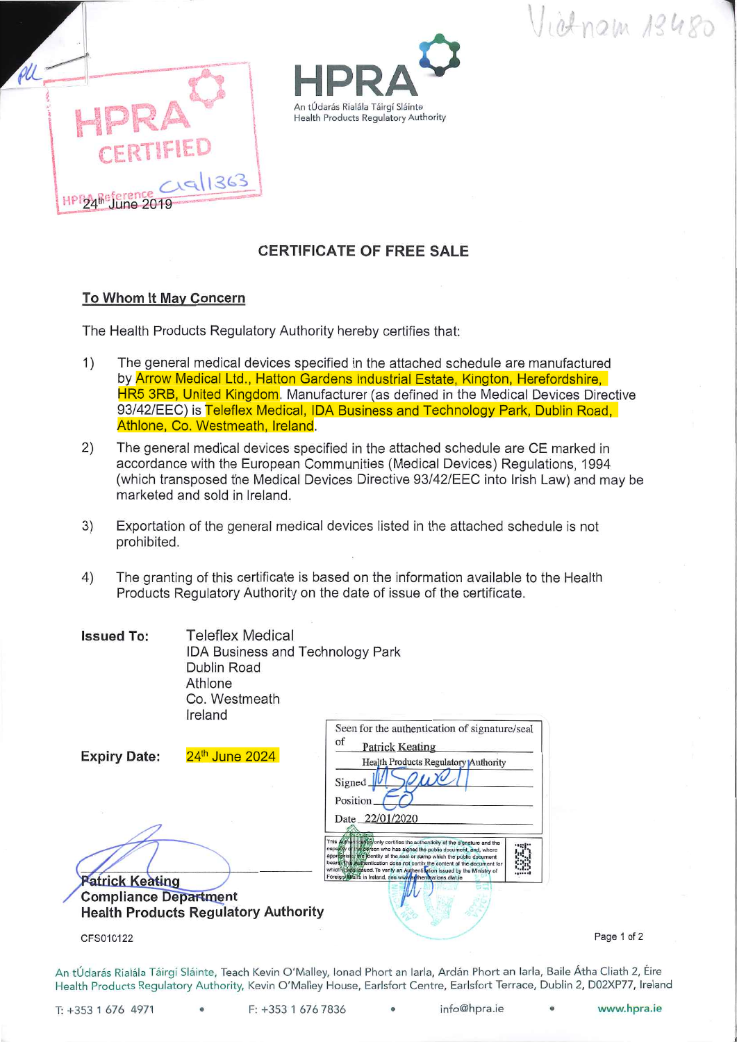Vietnam 13480

HPRA CERTIFIED

HPRA Reference C19/1363

24th June 2019

HPRA

An tÚdarás Rialála Táirgí Sláinte
Health Products Regulatory Authority

## CERTIFICATE OF FREE SALE

**To Whom It May Concern**

The Health Products Regulatory Authority hereby certifies that:

1) The general medical devices specified in the attached schedule are manufactured by Arrow Medical Ltd., Hatton Gardens Industrial Estate, Kington, Herefordshire, HR5 3RB, United Kingdom. Manufacturer (as defined in the Medical Devices Directive 93/42/EEC) is Teleflex Medical, IDA Business and Technology Park, Dublin Road, Athlone, Co. Westmeath, Ireland.

2) The general medical devices specified in the attached schedule are CE marked in accordance with the European Communities (Medical Devices) Regulations, 1994 (which transposed the Medical Devices Directive 93/42/EEC into Irish Law) and may be marketed and sold in Ireland.

3) Exportation of the general medical devices listed in the attached schedule is not prohibited.

4) The granting of this certificate is based on the information available to the Health Products Regulatory Authority on the date of issue of the certificate.

**Issued To:** Teleflex Medical
IDA Business and Technology Park
Dublin Road
Athlone
Co. Westmeath
Ireland

**Expiry Date:** 24th June 2024

Seen for the authentication of signature/seal of Patrick Keating
Health Products Regulatory Authority
Signed [signature]
Position EO
Date 22/01/2020

This Authentication only certifies the authenticity of the signature and the capacity of the person who has signed the public document, and, where appropriate, the identity of the seal or stamp which the public document bears. This authentication does not certify the content of the document for which it was issued. To verify an Authentication issued by the Ministry of Foreign Affairs in Ireland, see www.authentications.dfat.ie

Patrick Keating
**Compliance Department**
**Health Products Regulatory Authority**

CFS010122

An tÚdarás Rialála Táirgí Sláinte, Teach Kevin O'Malley, Ionad Phort an Iarla, Ardán Phort an Iarla, Baile Átha Cliath 2, Éire
Health Products Regulatory Authority, Kevin O'Malley House, Earlsfort Centre, Earlsfort Terrace, Dublin 2, D02XP77, Ireland

T: +353 1 676 4971 • F: +353 1 676 7836 • info@hpra.ie • www.hpra.ie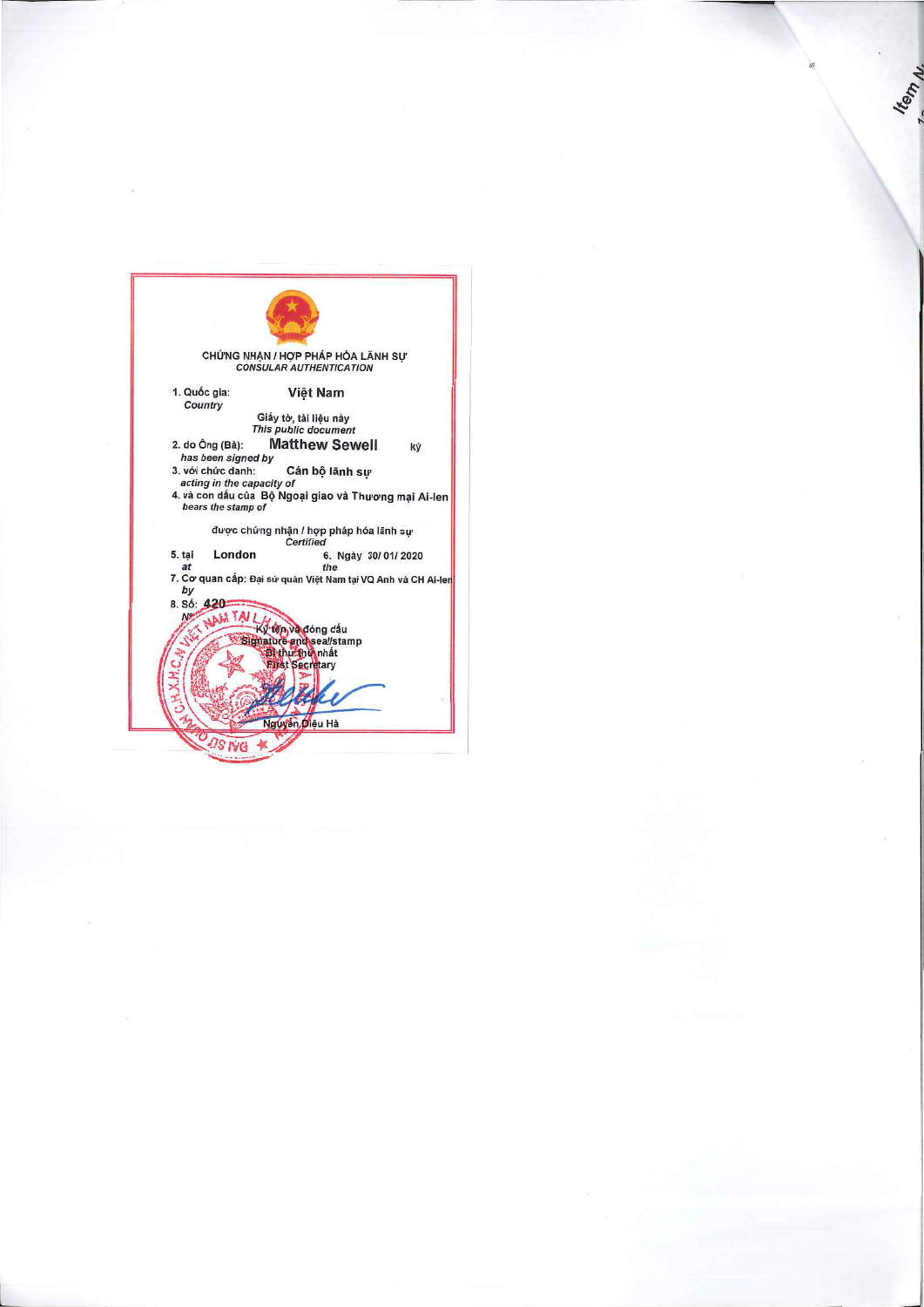CHỨNG NHẬN / HỢP PHÁP HÓA LÃNH SỰ
*CONSULAR AUTHENTICATION*

1. Quốc gia: **Việt Nam**
   *Country*

Giấy tờ, tài liệu này
*This public document*

2. do Ông (Bà): **Matthew Sewell** ký
   *has been signed by*
3. với chức danh: **Cán bộ lãnh sự**
   *acting in the capacity of*
4. và con dấu của Bộ Ngoại giao và Thương mại Ai-len
   *bears the stamp of*

được chứng nhận / hợp pháp hóa lãnh sự
*Certified*

5. tại **London** 6. Ngày 30/ 01/ 2020
   *at* *the*
7. Cơ quan cấp: Đại sứ quán Việt Nam tại VQ Anh và CH Ai-len
   *by*
8. Số: **420**
   *No*

Ký tên và đóng dấu
*Signature and seal/stamp*
Bí thư thứ nhất
*First Secretary*

Nguyễn Diệu Hà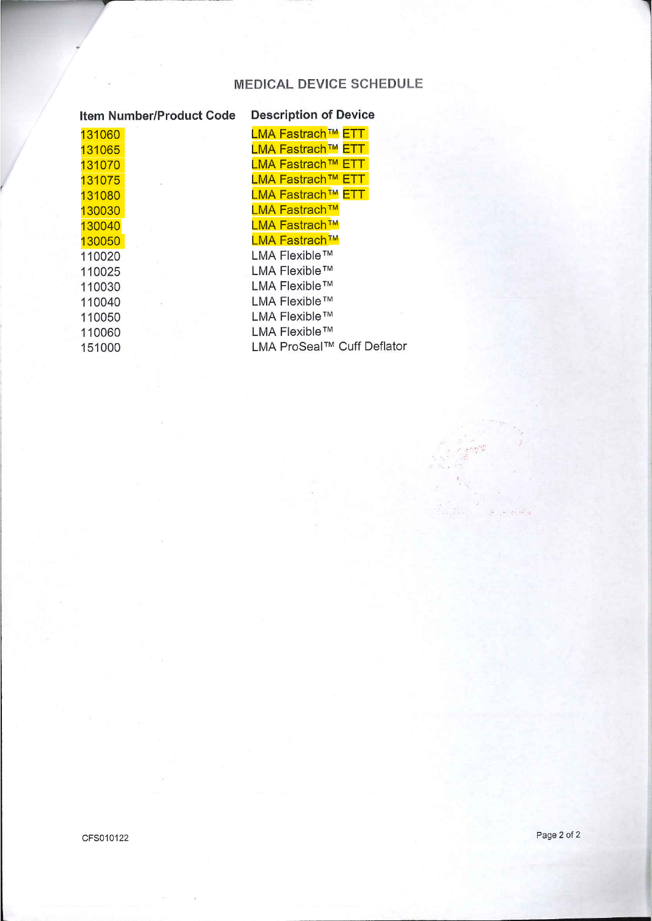## MEDICAL DEVICE SCHEDULE

| Item Number/Product Code | Description of Device |
|---|---|
| 131060 | LMA Fastrach™ ETT |
| 131065 | LMA Fastrach™ ETT |
| 131070 | LMA Fastrach™ ETT |
| 131075 | LMA Fastrach™ ETT |
| 131080 | LMA Fastrach™ ETT |
| 130030 | LMA Fastrach™ |
| 130040 | LMA Fastrach™ |
| 130050 | LMA Fastrach™ |
| 110020 | LMA Flexible™ |
| 110025 | LMA Flexible™ |
| 110030 | LMA Flexible™ |
| 110040 | LMA Flexible™ |
| 110050 | LMA Flexible™ |
| 110060 | LMA Flexible™ |
| 151000 | LMA ProSeal™ Cuff Deflator |

CFS010122